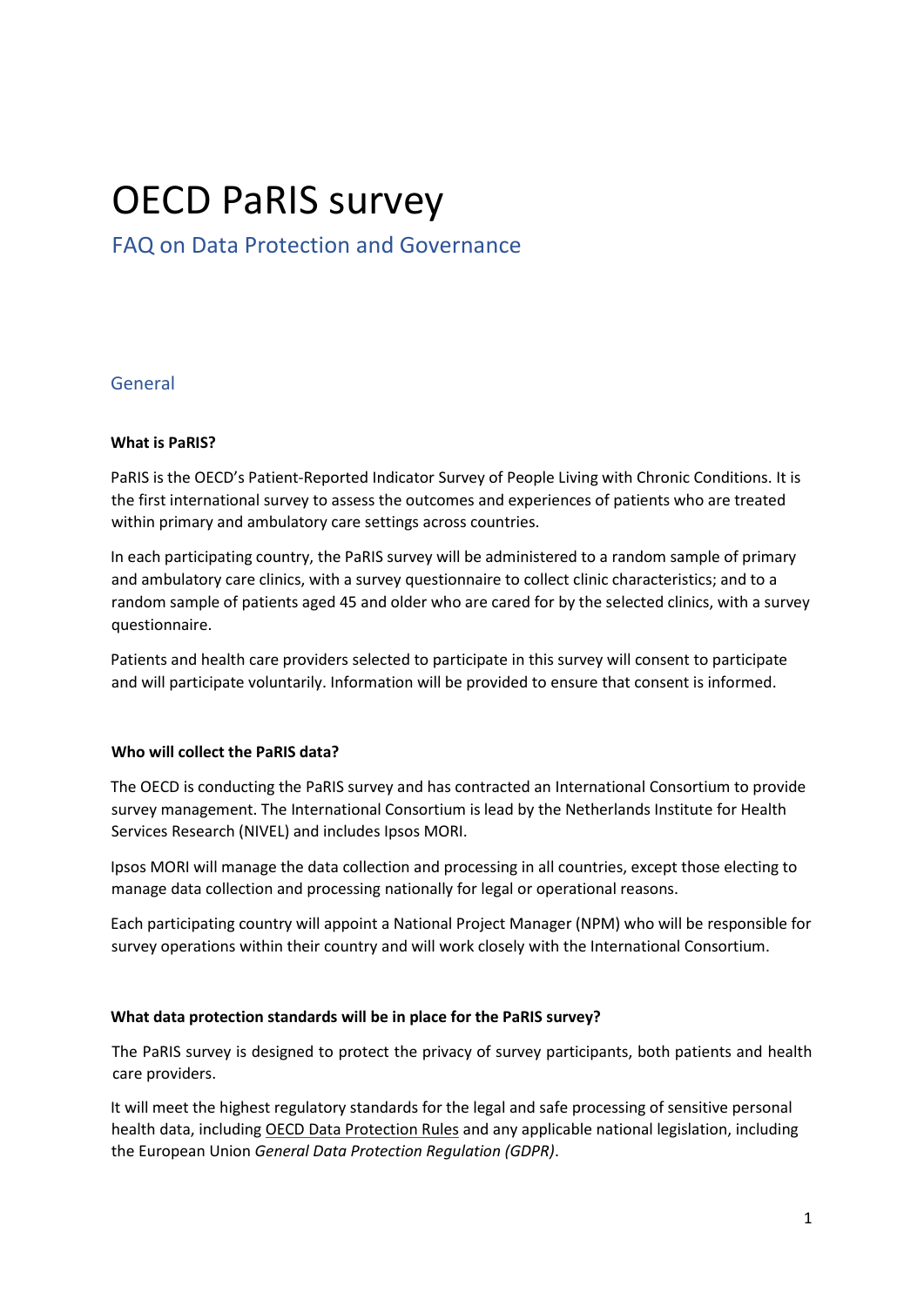# OECD PaRIS survey

## FAQ on Data Protection and Governance

### General

**What is PaRIS?**

PaRIS is the OECD's Patient-Reported Indicator Survey of People Living with Chronic Conditions. It is the first international survey to assess the outcomes and experiences of patients who are treated within primary and ambulatory care settings across countries.

In each participating country, the PaRIS survey will be administered to a random sample of primary and ambulatory care clinics, with a survey questionnaire to collect clinic characteristics; and to a random sample of patients aged 45 and older who are cared for by the selected clinics, with a survey questionnaire.

Patients and health care providers selected to participate in this survey will consent to participate and will participate voluntarily. Information will be provided to ensure that consent is informed.

**Who will collect the PaRIS data?**

The OECD is conducting the PaRIS survey and has contracted an International Consortium to provide survey management. The International Consortium is lead by the Netherlands Institute for Health Services Research (NIVEL) and includes Ipsos MORI.

Ipsos MORI will manage the data collection and processing in all countries, except those electing to manage data collection and processing nationally for legal or operational reasons.

Each participating country will appoint a National Project Manager (NPM) who will be responsible for survey operations within their country and will work closely with the International Consortium.

**What data protection standards will be in place for the PaRIS survey?**

The PaRIS survey is designed to protect the privacy of survey participants, both patients and health care providers.

It will meet the highest regulatory standards for the legal and safe processing of sensitive personal health data, including OECD Data Protection Rules and any applicable national legislation, including the European Union *General Data Protection Regulation (GDPR)*.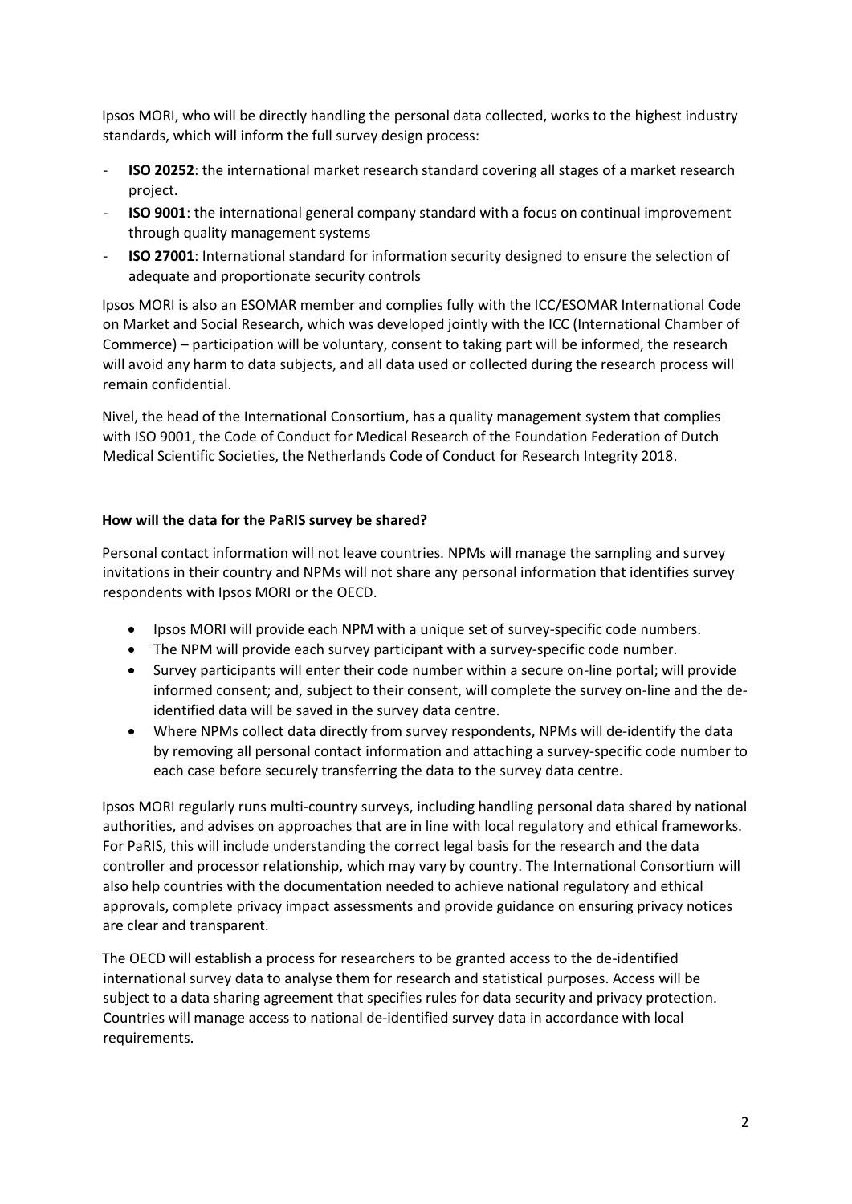Ipsos MORI, who will be directly handling the personal data collected, works to the highest industry standards, which will inform the full survey design process:

- **ISO 20252**: the international market research standard covering all stages of a market research project.
- **ISO 9001**: the international general company standard with a focus on continual improvement through quality management systems
- **ISO 27001**: International standard for information security designed to ensure the selection of adequate and proportionate security controls

Ipsos MORI is also an ESOMAR member and complies fully with the ICC/ESOMAR International Code on Market and Social Research, which was developed jointly with the ICC (International Chamber of Commerce) – participation will be voluntary, consent to taking part will be informed, the research will avoid any harm to data subjects, and all data used or collected during the research process will remain confidential.

Nivel, the head of the International Consortium, has a quality management system that complies with ISO 9001, the Code of Conduct for Medical Research of the Foundation Federation of Dutch Medical Scientific Societies, the Netherlands Code of Conduct for Research Integrity 2018.

**How will the data for the PaRIS survey be shared?**

Personal contact information will not leave countries. NPMs will manage the sampling and survey invitations in their country and NPMs will not share any personal information that identifies survey respondents with Ipsos MORI or the OECD.

- Ipsos MORI will provide each NPM with a unique set of survey-specific code numbers.
- The NPM will provide each survey participant with a survey-specific code number.
- Survey participants will enter their code number within a secure on-line portal; will provide informed consent; and, subject to their consent, will complete the survey on-line and the de-identified data will be saved in the survey data centre.
- Where NPMs collect data directly from survey respondents, NPMs will de-identify the data by removing all personal contact information and attaching a survey-specific code number to each case before securely transferring the data to the survey data centre.

Ipsos MORI regularly runs multi-country surveys, including handling personal data shared by national authorities, and advises on approaches that are in line with local regulatory and ethical frameworks. For PaRIS, this will include understanding the correct legal basis for the research and the data controller and processor relationship, which may vary by country. The International Consortium will also help countries with the documentation needed to achieve national regulatory and ethical approvals, complete privacy impact assessments and provide guidance on ensuring privacy notices are clear and transparent.

The OECD will establish a process for researchers to be granted access to the de-identified international survey data to analyse them for research and statistical purposes. Access will be subject to a data sharing agreement that specifies rules for data security and privacy protection. Countries will manage access to national de-identified survey data in accordance with local requirements.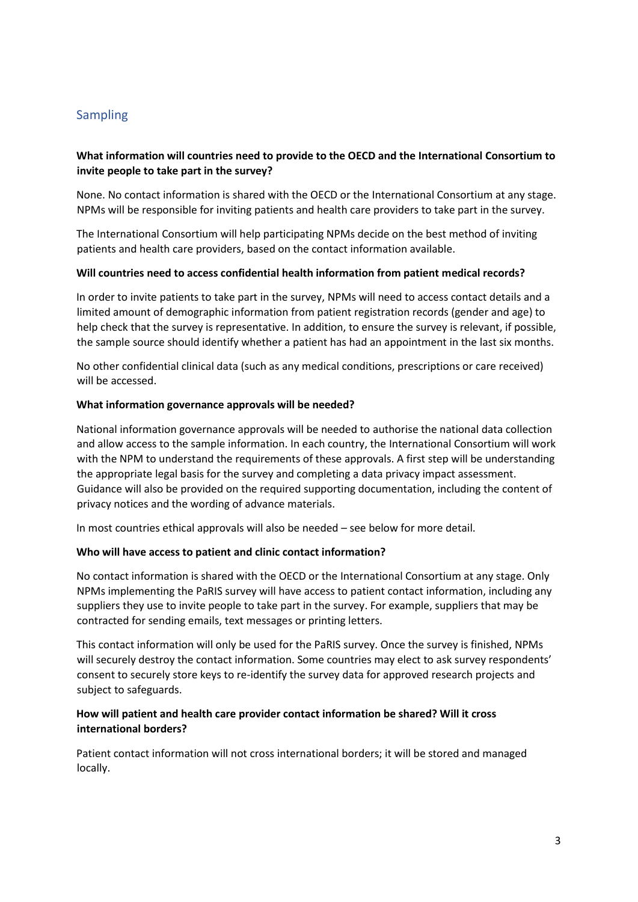## Sampling

**What information will countries need to provide to the OECD and the International Consortium to invite people to take part in the survey?**

None. No contact information is shared with the OECD or the International Consortium at any stage. NPMs will be responsible for inviting patients and health care providers to take part in the survey.

The International Consortium will help participating NPMs decide on the best method of inviting patients and health care providers, based on the contact information available.

**Will countries need to access confidential health information from patient medical records?**

In order to invite patients to take part in the survey, NPMs will need to access contact details and a limited amount of demographic information from patient registration records (gender and age) to help check that the survey is representative. In addition, to ensure the survey is relevant, if possible, the sample source should identify whether a patient has had an appointment in the last six months.

No other confidential clinical data (such as any medical conditions, prescriptions or care received) will be accessed.

**What information governance approvals will be needed?**

National information governance approvals will be needed to authorise the national data collection and allow access to the sample information. In each country, the International Consortium will work with the NPM to understand the requirements of these approvals. A first step will be understanding the appropriate legal basis for the survey and completing a data privacy impact assessment. Guidance will also be provided on the required supporting documentation, including the content of privacy notices and the wording of advance materials.

In most countries ethical approvals will also be needed – see below for more detail.

**Who will have access to patient and clinic contact information?**

No contact information is shared with the OECD or the International Consortium at any stage. Only NPMs implementing the PaRIS survey will have access to patient contact information, including any suppliers they use to invite people to take part in the survey. For example, suppliers that may be contracted for sending emails, text messages or printing letters.

This contact information will only be used for the PaRIS survey. Once the survey is finished, NPMs will securely destroy the contact information. Some countries may elect to ask survey respondents' consent to securely store keys to re-identify the survey data for approved research projects and subject to safeguards.

**How will patient and health care provider contact information be shared? Will it cross international borders?**

Patient contact information will not cross international borders; it will be stored and managed locally.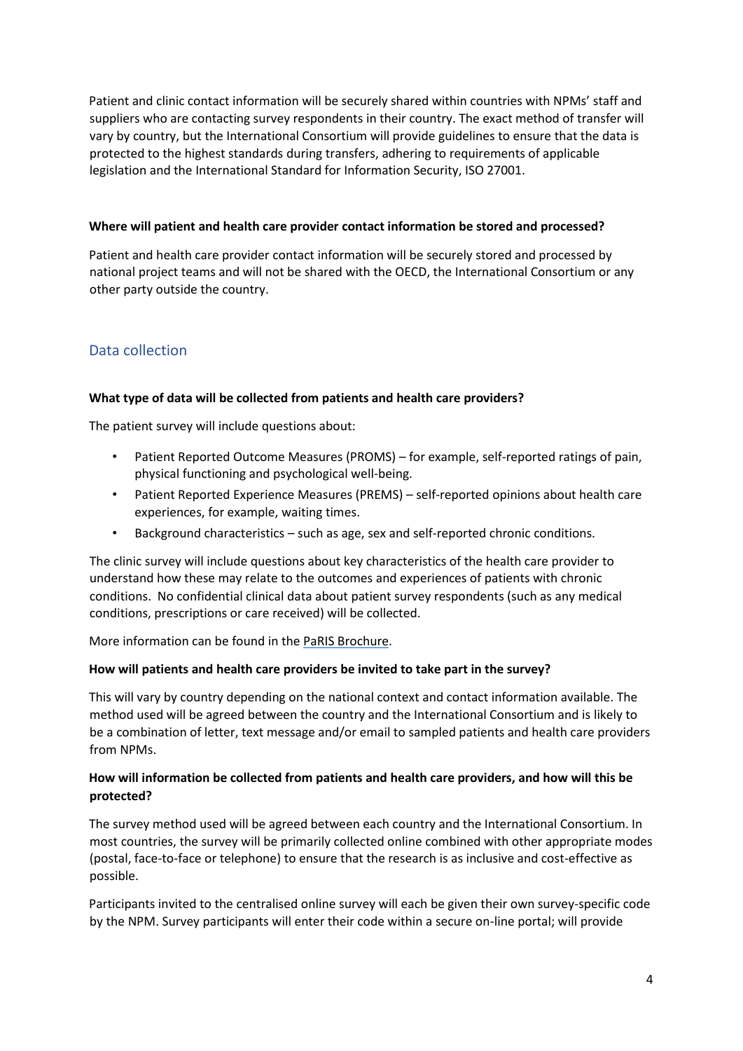Patient and clinic contact information will be securely shared within countries with NPMs' staff and suppliers who are contacting survey respondents in their country. The exact method of transfer will vary by country, but the International Consortium will provide guidelines to ensure that the data is protected to the highest standards during transfers, adhering to requirements of applicable legislation and the International Standard for Information Security, ISO 27001.

**Where will patient and health care provider contact information be stored and processed?**

Patient and health care provider contact information will be securely stored and processed by national project teams and will not be shared with the OECD, the International Consortium or any other party outside the country.

## Data collection

**What type of data will be collected from patients and health care providers?**

The patient survey will include questions about:

- Patient Reported Outcome Measures (PROMS) – for example, self-reported ratings of pain, physical functioning and psychological well-being.
- Patient Reported Experience Measures (PREMS) – self-reported opinions about health care experiences, for example, waiting times.
- Background characteristics – such as age, sex and self-reported chronic conditions.

The clinic survey will include questions about key characteristics of the health care provider to understand how these may relate to the outcomes and experiences of patients with chronic conditions. No confidential clinical data about patient survey respondents (such as any medical conditions, prescriptions or care received) will be collected.

More information can be found in the PaRIS Brochure.

**How will patients and health care providers be invited to take part in the survey?**

This will vary by country depending on the national context and contact information available. The method used will be agreed between the country and the International Consortium and is likely to be a combination of letter, text message and/or email to sampled patients and health care providers from NPMs.

**How will information be collected from patients and health care providers, and how will this be protected?**

The survey method used will be agreed between each country and the International Consortium. In most countries, the survey will be primarily collected online combined with other appropriate modes (postal, face-to-face or telephone) to ensure that the research is as inclusive and cost-effective as possible.

Participants invited to the centralised online survey will each be given their own survey-specific code by the NPM. Survey participants will enter their code within a secure on-line portal; will provide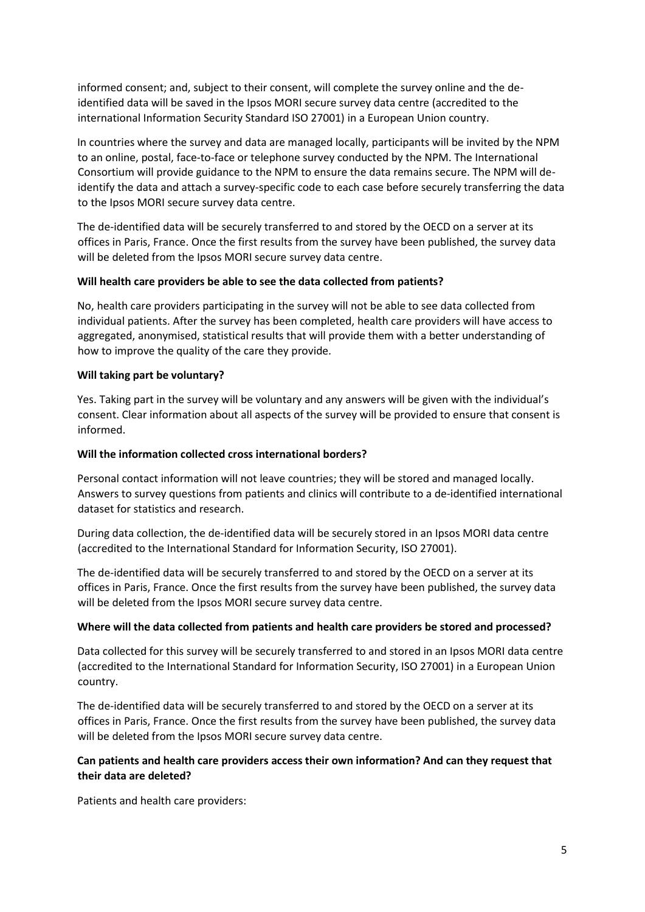informed consent; and, subject to their consent, will complete the survey online and the de-identified data will be saved in the Ipsos MORI secure survey data centre (accredited to the international Information Security Standard ISO 27001) in a European Union country.

In countries where the survey and data are managed locally, participants will be invited by the NPM to an online, postal, face-to-face or telephone survey conducted by the NPM. The International Consortium will provide guidance to the NPM to ensure the data remains secure. The NPM will de-identify the data and attach a survey-specific code to each case before securely transferring the data to the Ipsos MORI secure survey data centre.

The de-identified data will be securely transferred to and stored by the OECD on a server at its offices in Paris, France. Once the first results from the survey have been published, the survey data will be deleted from the Ipsos MORI secure survey data centre.

**Will health care providers be able to see the data collected from patients?**

No, health care providers participating in the survey will not be able to see data collected from individual patients. After the survey has been completed, health care providers will have access to aggregated, anonymised, statistical results that will provide them with a better understanding of how to improve the quality of the care they provide.

**Will taking part be voluntary?**

Yes. Taking part in the survey will be voluntary and any answers will be given with the individual's consent. Clear information about all aspects of the survey will be provided to ensure that consent is informed.

**Will the information collected cross international borders?**

Personal contact information will not leave countries; they will be stored and managed locally. Answers to survey questions from patients and clinics will contribute to a de-identified international dataset for statistics and research.

During data collection, the de-identified data will be securely stored in an Ipsos MORI data centre (accredited to the International Standard for Information Security, ISO 27001).

The de-identified data will be securely transferred to and stored by the OECD on a server at its offices in Paris, France. Once the first results from the survey have been published, the survey data will be deleted from the Ipsos MORI secure survey data centre.

**Where will the data collected from patients and health care providers be stored and processed?**

Data collected for this survey will be securely transferred to and stored in an Ipsos MORI data centre (accredited to the International Standard for Information Security, ISO 27001) in a European Union country.

The de-identified data will be securely transferred to and stored by the OECD on a server at its offices in Paris, France. Once the first results from the survey have been published, the survey data will be deleted from the Ipsos MORI secure survey data centre.

**Can patients and health care providers access their own information? And can they request that their data are deleted?**

Patients and health care providers: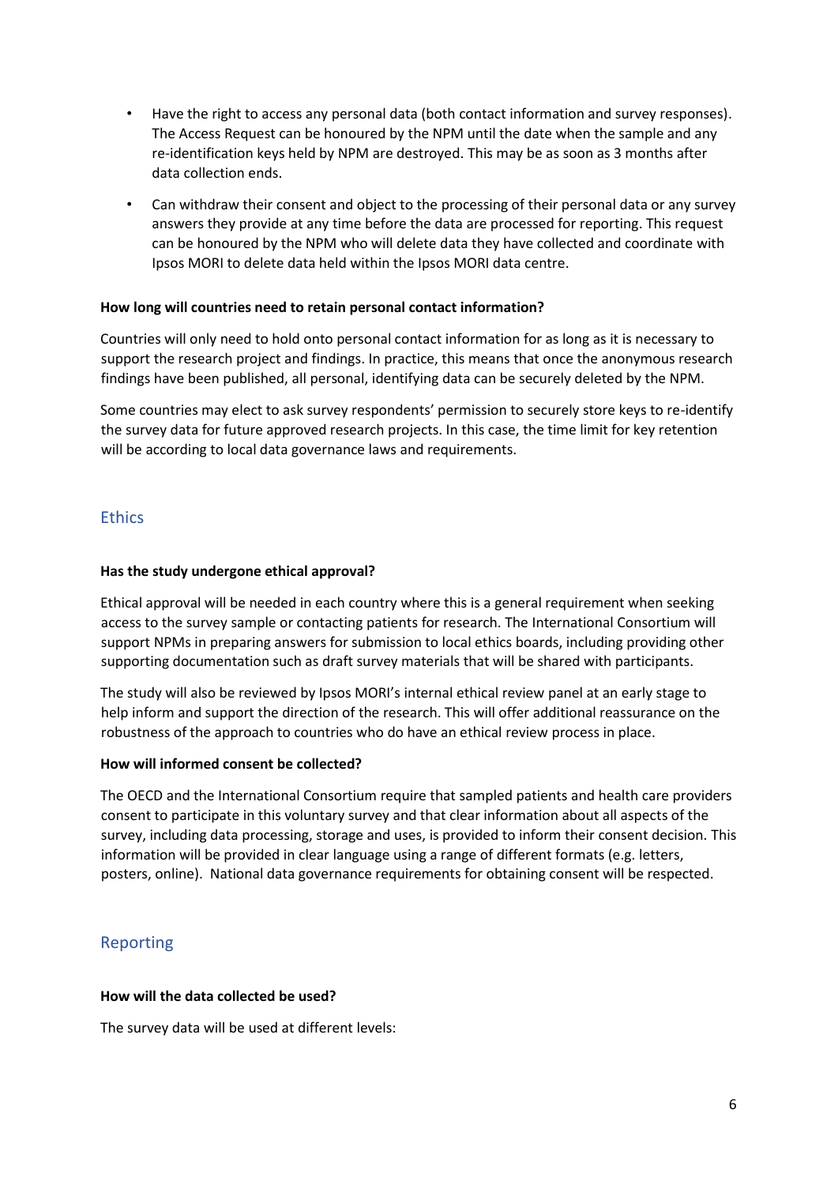- Have the right to access any personal data (both contact information and survey responses). The Access Request can be honoured by the NPM until the date when the sample and any re-identification keys held by NPM are destroyed. This may be as soon as 3 months after data collection ends.
- Can withdraw their consent and object to the processing of their personal data or any survey answers they provide at any time before the data are processed for reporting. This request can be honoured by the NPM who will delete data they have collected and coordinate with Ipsos MORI to delete data held within the Ipsos MORI data centre.

**How long will countries need to retain personal contact information?**

Countries will only need to hold onto personal contact information for as long as it is necessary to support the research project and findings. In practice, this means that once the anonymous research findings have been published, all personal, identifying data can be securely deleted by the NPM.

Some countries may elect to ask survey respondents' permission to securely store keys to re-identify the survey data for future approved research projects. In this case, the time limit for key retention will be according to local data governance laws and requirements.

## Ethics

**Has the study undergone ethical approval?**

Ethical approval will be needed in each country where this is a general requirement when seeking access to the survey sample or contacting patients for research. The International Consortium will support NPMs in preparing answers for submission to local ethics boards, including providing other supporting documentation such as draft survey materials that will be shared with participants.

The study will also be reviewed by Ipsos MORI's internal ethical review panel at an early stage to help inform and support the direction of the research. This will offer additional reassurance on the robustness of the approach to countries who do have an ethical review process in place.

**How will informed consent be collected?**

The OECD and the International Consortium require that sampled patients and health care providers consent to participate in this voluntary survey and that clear information about all aspects of the survey, including data processing, storage and uses, is provided to inform their consent decision. This information will be provided in clear language using a range of different formats (e.g. letters, posters, online). National data governance requirements for obtaining consent will be respected.

## Reporting

**How will the data collected be used?**

The survey data will be used at different levels: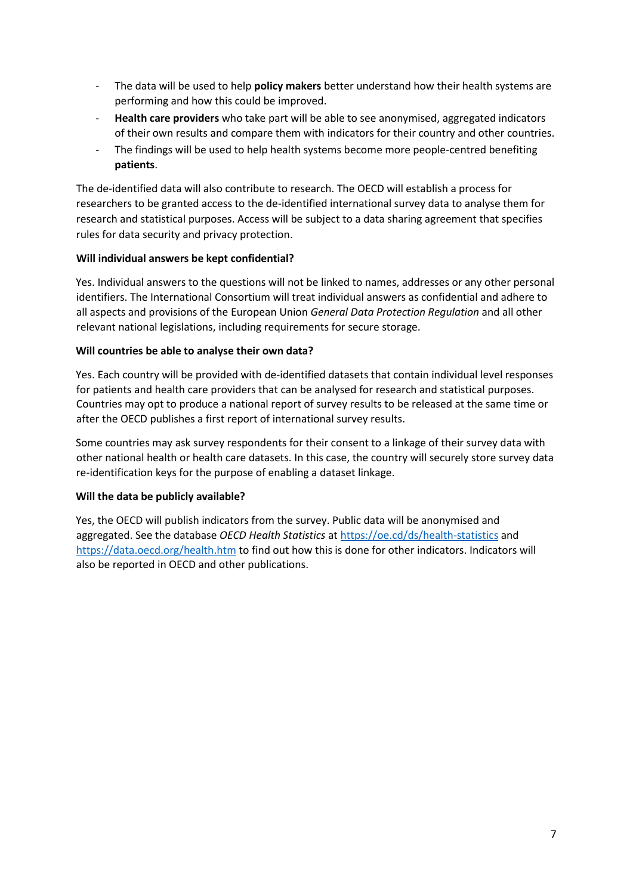- The data will be used to help **policy makers** better understand how their health systems are performing and how this could be improved.
- **Health care providers** who take part will be able to see anonymised, aggregated indicators of their own results and compare them with indicators for their country and other countries.
- The findings will be used to help health systems become more people-centred benefiting **patients**.

The de-identified data will also contribute to research. The OECD will establish a process for researchers to be granted access to the de-identified international survey data to analyse them for research and statistical purposes. Access will be subject to a data sharing agreement that specifies rules for data security and privacy protection.

**Will individual answers be kept confidential?**

Yes. Individual answers to the questions will not be linked to names, addresses or any other personal identifiers. The International Consortium will treat individual answers as confidential and adhere to all aspects and provisions of the European Union *General Data Protection Regulation* and all other relevant national legislations, including requirements for secure storage.

**Will countries be able to analyse their own data?**

Yes. Each country will be provided with de-identified datasets that contain individual level responses for patients and health care providers that can be analysed for research and statistical purposes. Countries may opt to produce a national report of survey results to be released at the same time or after the OECD publishes a first report of international survey results.

Some countries may ask survey respondents for their consent to a linkage of their survey data with other national health or health care datasets. In this case, the country will securely store survey data re-identification keys for the purpose of enabling a dataset linkage.

**Will the data be publicly available?**

Yes, the OECD will publish indicators from the survey. Public data will be anonymised and aggregated. See the database *OECD Health Statistics* at https://oe.cd/ds/health-statistics and https://data.oecd.org/health.htm to find out how this is done for other indicators. Indicators will also be reported in OECD and other publications.